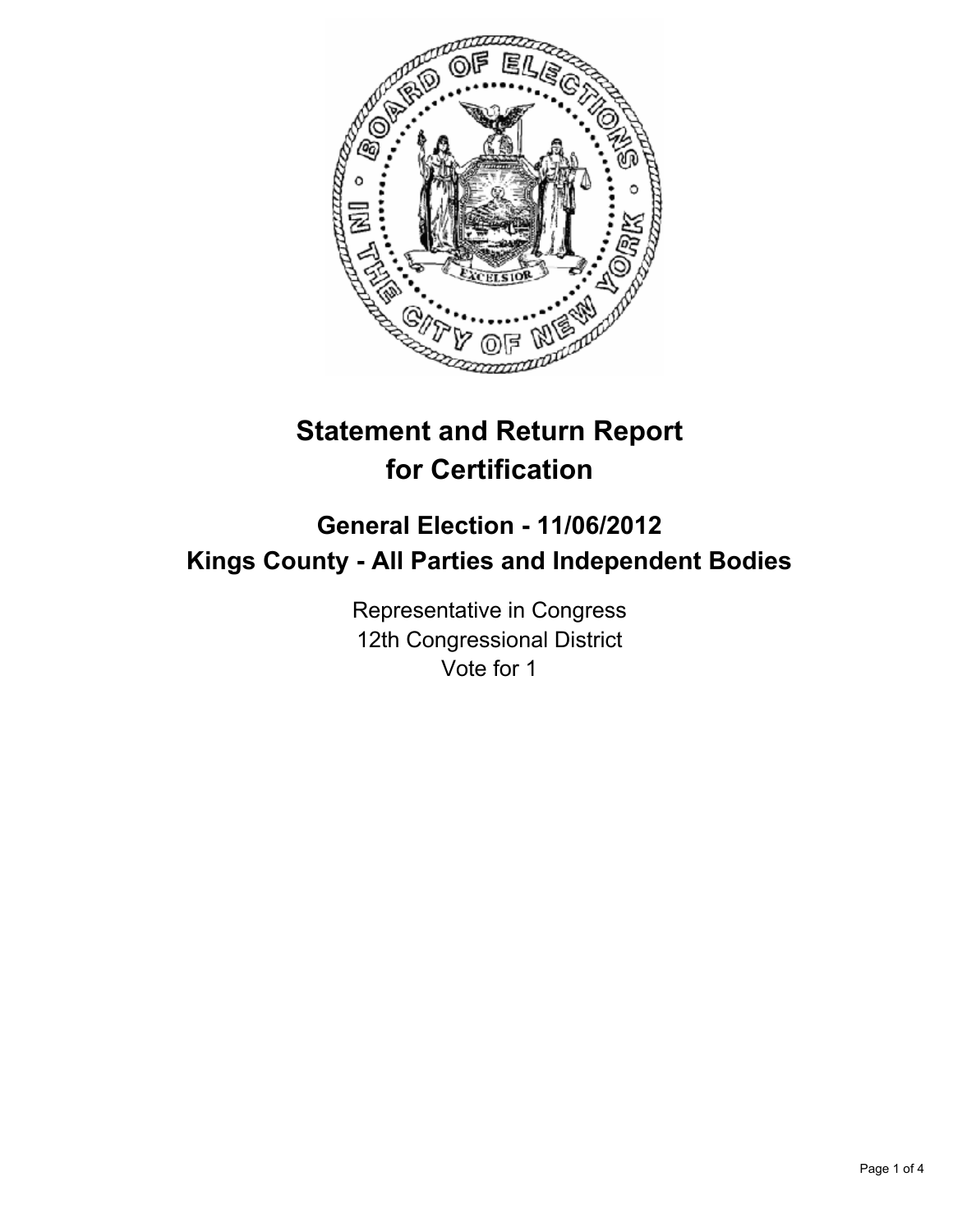# Statement and Return Report for Certification

## General Election - 11/06/2012
## Kings County - All Parties and Independent Bodies

Representative in Congress
12th Congressional District
Vote for 1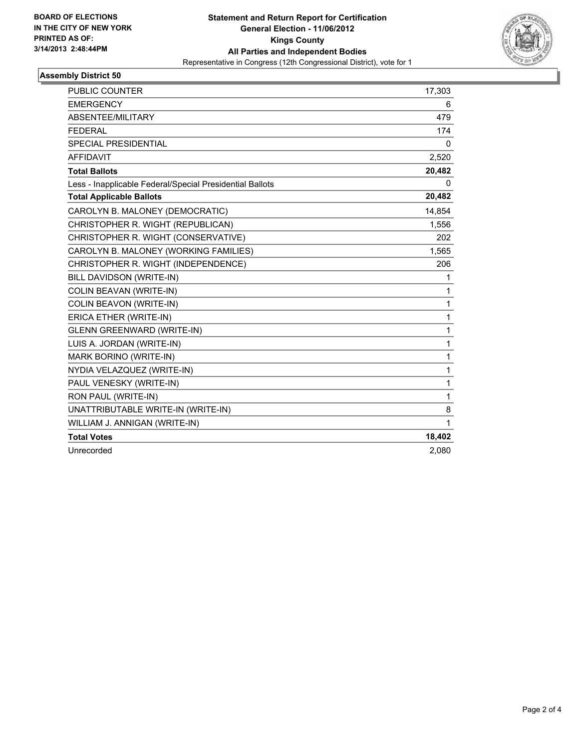**BOARD OF ELECTIONS IN THE CITY OF NEW YORK PRINTED AS OF: 3/14/2013 2:48:44PM**

# Statement and Return Report for Certification
## General Election - 11/06/2012
## Kings County
## All Parties and Independent Bodies

Representative in Congress (12th Congressional District), vote for 1

### Assembly District 50

| | |
|---|---|
| PUBLIC COUNTER | 17,303 |
| EMERGENCY | 6 |
| ABSENTEE/MILITARY | 479 |
| FEDERAL | 174 |
| SPECIAL PRESIDENTIAL | 0 |
| AFFIDAVIT | 2,520 |
| **Total Ballots** | **20,482** |
| Less - Inapplicable Federal/Special Presidential Ballots | 0 |
| **Total Applicable Ballots** | **20,482** |
| CAROLYN B. MALONEY (DEMOCRATIC) | 14,854 |
| CHRISTOPHER R. WIGHT (REPUBLICAN) | 1,556 |
| CHRISTOPHER R. WIGHT (CONSERVATIVE) | 202 |
| CAROLYN B. MALONEY (WORKING FAMILIES) | 1,565 |
| CHRISTOPHER R. WIGHT (INDEPENDENCE) | 206 |
| BILL DAVIDSON (WRITE-IN) | 1 |
| COLIN BEAVAN (WRITE-IN) | 1 |
| COLIN BEAVON (WRITE-IN) | 1 |
| ERICA ETHER (WRITE-IN) | 1 |
| GLENN GREENWARD (WRITE-IN) | 1 |
| LUIS A. JORDAN (WRITE-IN) | 1 |
| MARK BORINO (WRITE-IN) | 1 |
| NYDIA VELAZQUEZ (WRITE-IN) | 1 |
| PAUL VENESKY (WRITE-IN) | 1 |
| RON PAUL (WRITE-IN) | 1 |
| UNATTRIBUTABLE WRITE-IN (WRITE-IN) | 8 |
| WILLIAM J. ANNIGAN (WRITE-IN) | 1 |
| **Total Votes** | **18,402** |
| Unrecorded | 2,080 |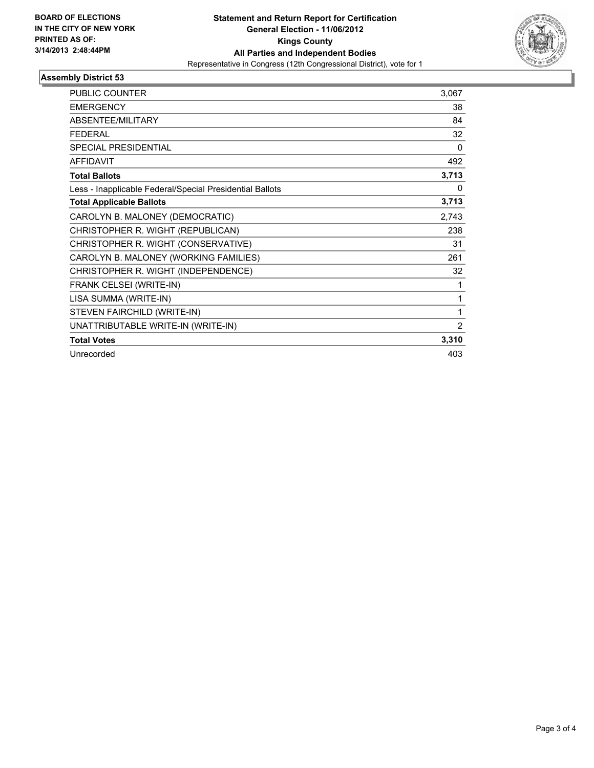**BOARD OF ELECTIONS IN THE CITY OF NEW YORK PRINTED AS OF: 3/14/2013 2:48:44PM**

# Statement and Return Report for Certification
## General Election - 11/06/2012
## Kings County
## All Parties and Independent Bodies

Representative in Congress (12th Congressional District), vote for 1

### Assembly District 53

| | |
|---|---|
| PUBLIC COUNTER | 3,067 |
| EMERGENCY | 38 |
| ABSENTEE/MILITARY | 84 |
| FEDERAL | 32 |
| SPECIAL PRESIDENTIAL | 0 |
| AFFIDAVIT | 492 |
| **Total Ballots** | **3,713** |
| Less - Inapplicable Federal/Special Presidential Ballots | 0 |
| **Total Applicable Ballots** | **3,713** |
| CAROLYN B. MALONEY (DEMOCRATIC) | 2,743 |
| CHRISTOPHER R. WIGHT (REPUBLICAN) | 238 |
| CHRISTOPHER R. WIGHT (CONSERVATIVE) | 31 |
| CAROLYN B. MALONEY (WORKING FAMILIES) | 261 |
| CHRISTOPHER R. WIGHT (INDEPENDENCE) | 32 |
| FRANK CELSEI (WRITE-IN) | 1 |
| LISA SUMMA (WRITE-IN) | 1 |
| STEVEN FAIRCHILD (WRITE-IN) | 1 |
| UNATTRIBUTABLE WRITE-IN (WRITE-IN) | 2 |
| **Total Votes** | **3,310** |
| Unrecorded | 403 |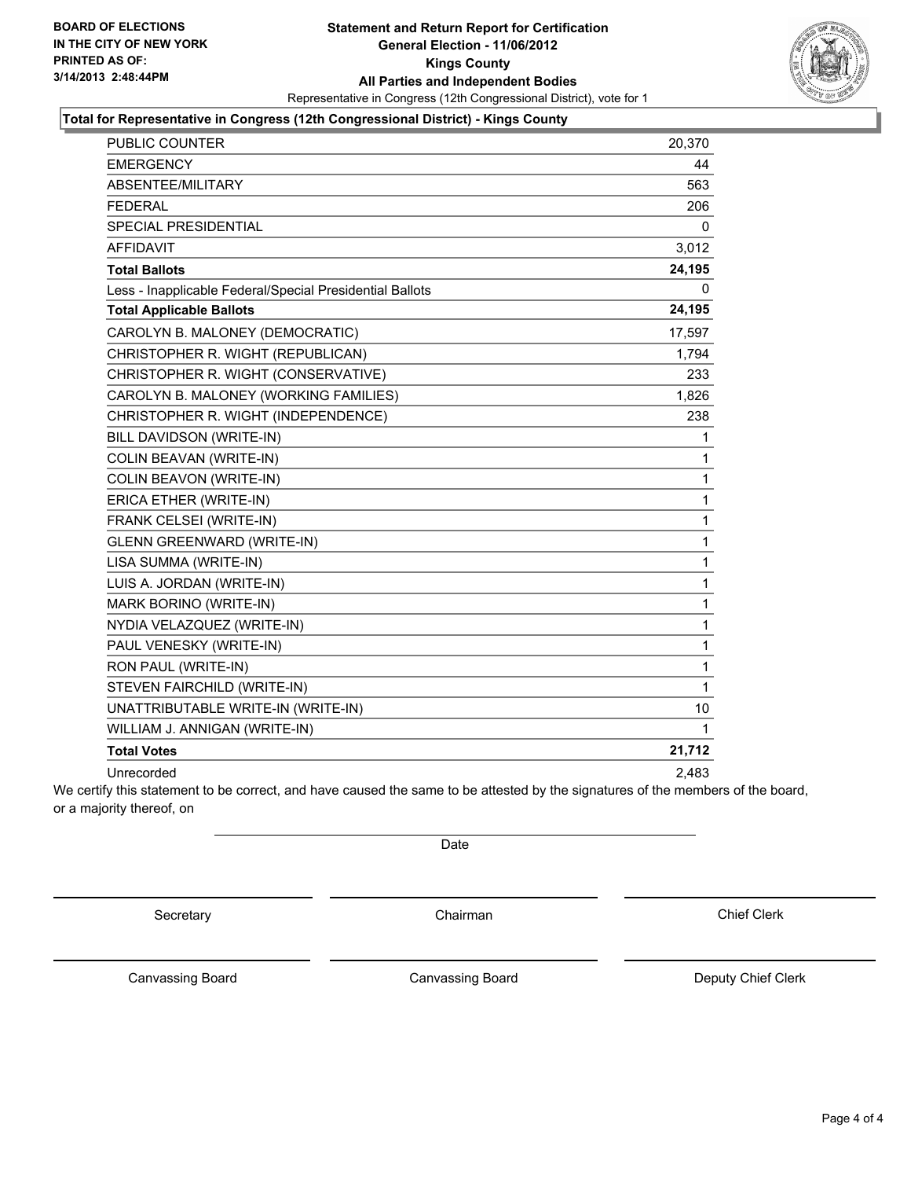**BOARD OF ELECTIONS**
**IN THE CITY OF NEW YORK**
**PRINTED AS OF:**
**3/14/2013 2:48:44PM**

# Statement and Return Report for Certification
## General Election - 11/06/2012
## Kings County
## All Parties and Independent Bodies

Representative in Congress (12th Congressional District), vote for 1

### Total for Representative in Congress (12th Congressional District) - Kings County

| | |
|---|---|
| PUBLIC COUNTER | 20,370 |
| EMERGENCY | 44 |
| ABSENTEE/MILITARY | 563 |
| FEDERAL | 206 |
| SPECIAL PRESIDENTIAL | 0 |
| AFFIDAVIT | 3,012 |
| **Total Ballots** | **24,195** |
| Less - Inapplicable Federal/Special Presidential Ballots | 0 |
| **Total Applicable Ballots** | **24,195** |
| CAROLYN B. MALONEY (DEMOCRATIC) | 17,597 |
| CHRISTOPHER R. WIGHT (REPUBLICAN) | 1,794 |
| CHRISTOPHER R. WIGHT (CONSERVATIVE) | 233 |
| CAROLYN B. MALONEY (WORKING FAMILIES) | 1,826 |
| CHRISTOPHER R. WIGHT (INDEPENDENCE) | 238 |
| BILL DAVIDSON (WRITE-IN) | 1 |
| COLIN BEAVAN (WRITE-IN) | 1 |
| COLIN BEAVON (WRITE-IN) | 1 |
| ERICA ETHER (WRITE-IN) | 1 |
| FRANK CELSEI (WRITE-IN) | 1 |
| GLENN GREENWARD (WRITE-IN) | 1 |
| LISA SUMMA (WRITE-IN) | 1 |
| LUIS A. JORDAN (WRITE-IN) | 1 |
| MARK BORINO (WRITE-IN) | 1 |
| NYDIA VELAZQUEZ (WRITE-IN) | 1 |
| PAUL VENESKY (WRITE-IN) | 1 |
| RON PAUL (WRITE-IN) | 1 |
| STEVEN FAIRCHILD (WRITE-IN) | 1 |
| UNATTRIBUTABLE WRITE-IN (WRITE-IN) | 10 |
| WILLIAM J. ANNIGAN (WRITE-IN) | 1 |
| **Total Votes** | **21,712** |
| Unrecorded | 2,483 |

We certify this statement to be correct, and have caused the same to be attested by the signatures of the members of the board, or a majority thereof, on

Date

Secretary | Chairman | Chief Clerk

Canvassing Board | Canvassing Board | Deputy Chief Clerk